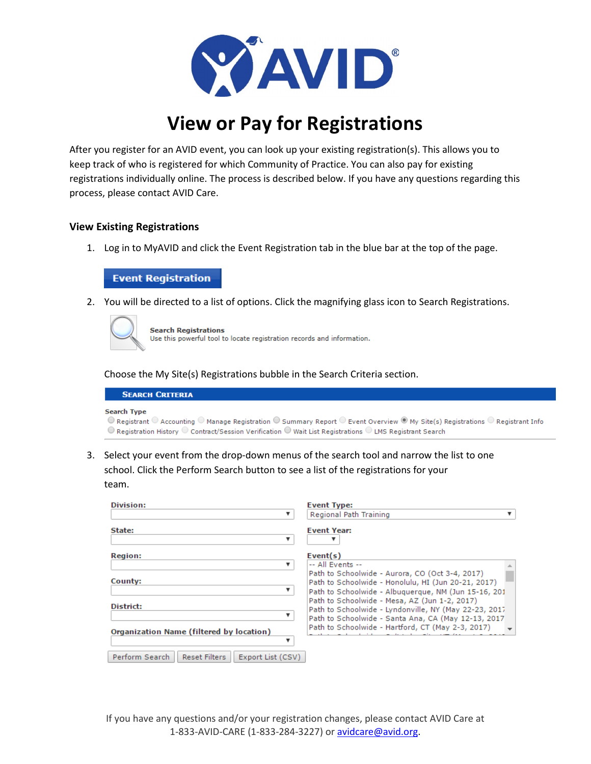# View or Pay for Registrations

After you register for an AVID event, you can look up your existing registration(s). This allows you to keep track of who is registered for which Community of Practice. You can also pay for existing registrations individually online. The process is described below. If you have any questions regarding this process, please contact AVID Care.

### View Existing Registrations

1. Log in to MyAVID and click the Event Registration tab in the blue bar at the top of the page.

   **Event Registration**

2. You will be directed to a list of options. Click the magnifying glass icon to Search Registrations.

   **Search Registrations**
   Use this powerful tool to locate registration records and information.

   Choose the My Site(s) Registrations bubble in the Search Criteria section.

   **Search Criteria**

   **Search Type**
   ○ Registrant ○ Accounting ○ Manage Registration ○ Summary Report ○ Event Overview ◉ My Site(s) Registrations ○ Registrant Info
   ○ Registration History ○ Contract/Session Verification ○ Wait List Registrations ○ LMS Registrant Search

3. Select your event from the drop-down menus of the search tool and narrow the list to one school. Click the Perform Search button to see a list of the registrations for your team.

   **Division:**
   **State:**
   **Region:**
   **County:**
   **District:**
   **Organization Name (filtered by location)**

   **Event Type:** Regional Path Training
   **Event Year:**
   **Event(s)**
   -- All Events --
   Path to Schoolwide - Aurora, CO (Oct 3-4, 2017)
   Path to Schoolwide - Honolulu, HI (Jun 20-21, 2017)
   Path to Schoolwide - Albuquerque, NM (Jun 15-16, 201
   Path to Schoolwide - Mesa, AZ (Jun 1-2, 2017)
   Path to Schoolwide - Lyndonville, NY (May 22-23, 2017
   Path to Schoolwide - Santa Ana, CA (May 12-13, 2017
   Path to Schoolwide - Hartford, CT (May 2-3, 2017)

   Perform Search | Reset Filters | Export List (CSV)

If you have any questions and/or your registration changes, please contact AVID Care at 1-833-AVID-CARE (1-833-284-3227) or avidcare@avid.org.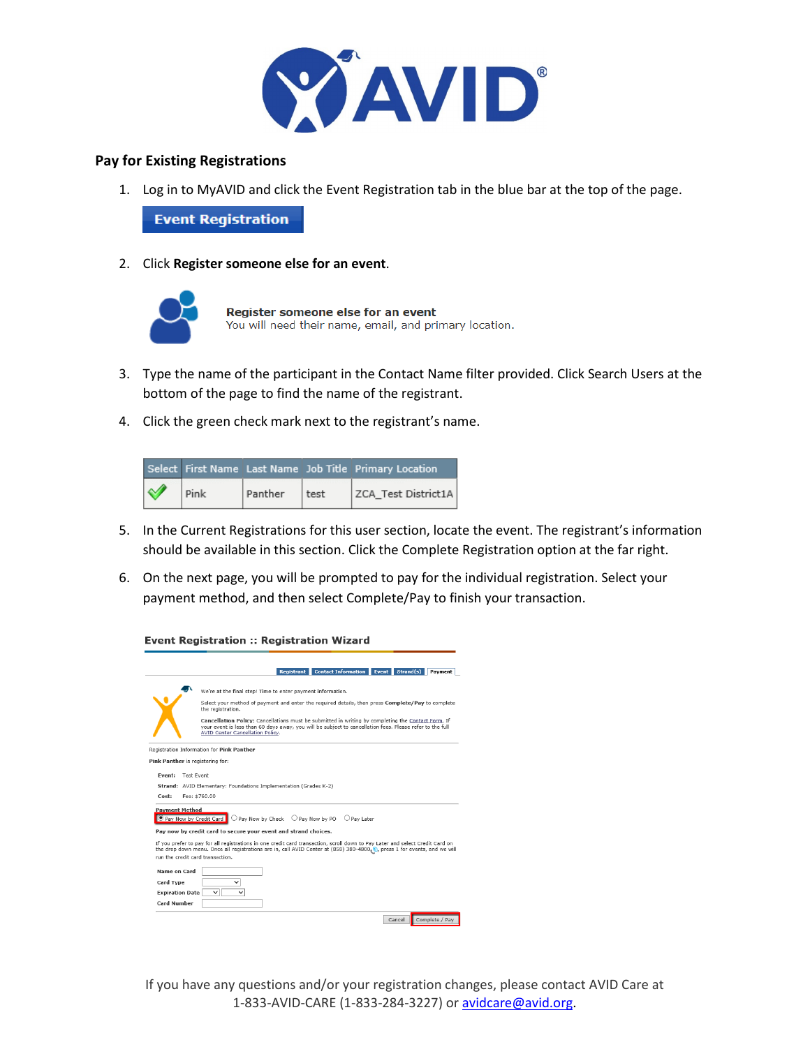## Pay for Existing Registrations

1. Log in to MyAVID and click the Event Registration tab in the blue bar at the top of the page.

   Event Registration

2. Click **Register someone else for an event**.

   **Register someone else for an event**
   You will need their name, email, and primary location.

3. Type the name of the participant in the Contact Name filter provided. Click Search Users at the bottom of the page to find the name of the registrant.

4. Click the green check mark next to the registrant's name.

| Select | First Name | Last Name | Job Title | Primary Location |
|---|---|---|---|---|
| ✓ | Pink | Panther | test | ZCA_Test District1A |

5. In the Current Registrations for this user section, locate the event. The registrant's information should be available in this section. Click the Complete Registration option at the far right.

6. On the next page, you will be prompted to pay for the individual registration. Select your payment method, and then select Complete/Pay to finish your transaction.

**Event Registration :: Registration Wizard**

Registrant | Contact Information | Event | Strand(s) | Payment

We're at the final step! Time to enter payment information.

Select your method of payment and enter the required details, then press **Complete/Pay** to complete the registration.

**Cancellation Policy:** Cancellations must be submitted in writing by completing the Contact Form. If your event is less than 60 days away, you will be subject to cancellation fees. Please refer to the full AVID Center Cancellation Policy.

Registration Information for **Pink Panther**

**Pink Panther** is registering for:

**Event:** Test Event
**Strand:** AVID Elementary: Foundations Implementation (Grades K-2)
**Cost:** Fee: $760.00

**Payment Method**
◉ Pay Now by Credit Card ○ Pay Now by Check ○ Pay Now by PO ○ Pay Later

**Pay now by credit card to secure your event and strand choices.**

If you prefer to pay for **all** registrations in one credit card transaction, scroll down to Pay Later and select Credit Card on the drop down menu. Once all registrations are in, call AVID Center at (858) 380-4800, press 1 for events, and we will run the credit card transaction.

**Name on Card**
**Card Type**
**Expiration Date**
**Card Number**

Cancel | Complete / Pay

If you have any questions and/or your registration changes, please contact AVID Care at 1-833-AVID-CARE (1-833-284-3227) or avidcare@avid.org.